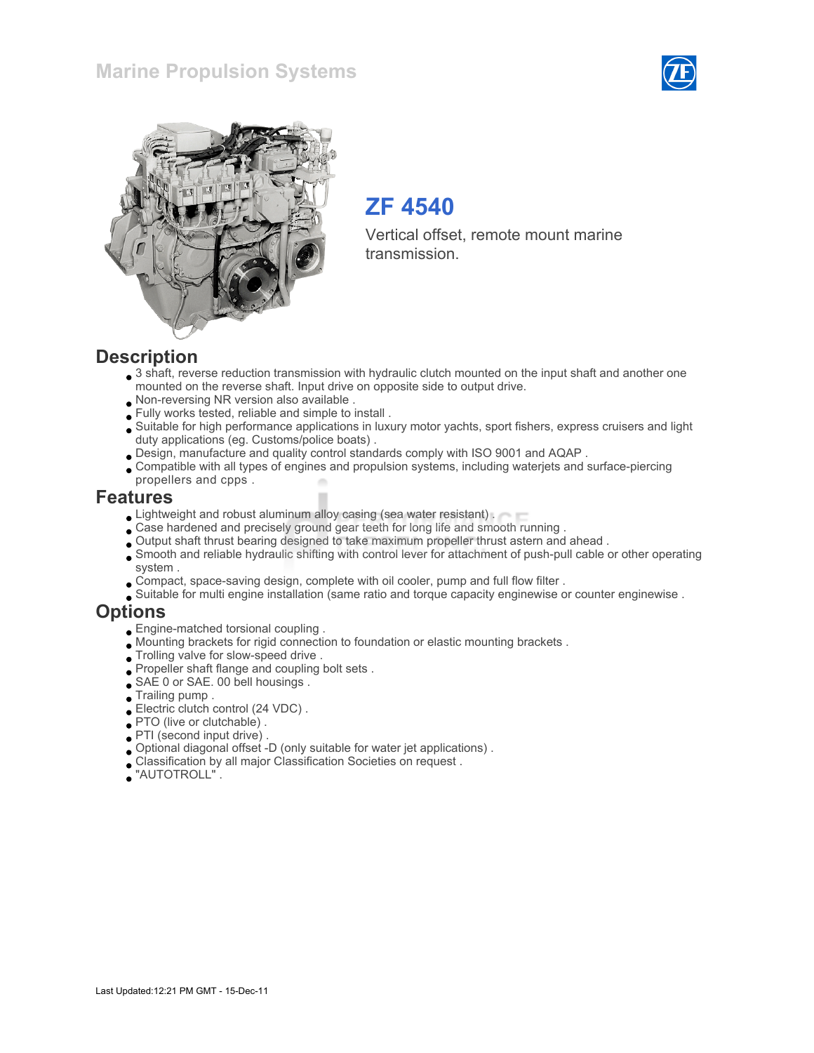# Marine Propulsion Systems

## ZF 4540

Vertical offset, remote mount marine transmission.

## Description

- 3 shaft, reverse reduction transmission with hydraulic clutch mounted on the input shaft and another one mounted on the reverse shaft. Input drive on opposite side to output drive.
- Non-reversing NR version also available .
- Fully works tested, reliable and simple to install .
- Suitable for high performance applications in luxury motor yachts, sport fishers, express cruisers and light duty applications (eg. Customs/police boats) .
- Design, manufacture and quality control standards comply with ISO 9001 and AQAP .
- Compatible with all types of engines and propulsion systems, including waterjets and surface-piercing propellers and cpps .

## Features

- Lightweight and robust aluminum alloy casing (sea water resistant) .
- Case hardened and precisely ground gear teeth for long life and smooth running .
- Output shaft thrust bearing designed to take maximum propeller thrust astern and ahead .
- Smooth and reliable hydraulic shifting with control lever for attachment of push-pull cable or other operating system .
- Compact, space-saving design, complete with oil cooler, pump and full flow filter .
- Suitable for multi engine installation (same ratio and torque capacity enginewise or counter enginewise .

## Options

- Engine-matched torsional coupling .
- Mounting brackets for rigid connection to foundation or elastic mounting brackets .
- Trolling valve for slow-speed drive .
- Propeller shaft flange and coupling bolt sets .
- SAE 0 or SAE. 00 bell housings .
- Trailing pump .
- Electric clutch control (24 VDC) .
- PTO (live or clutchable) .
- PTI (second input drive) .
- Optional diagonal offset -D (only suitable for water jet applications) .
- Classification by all major Classification Societies on request .
- "AUTOTROLL" .

Last Updated:12:21 PM GMT - 15-Dec-11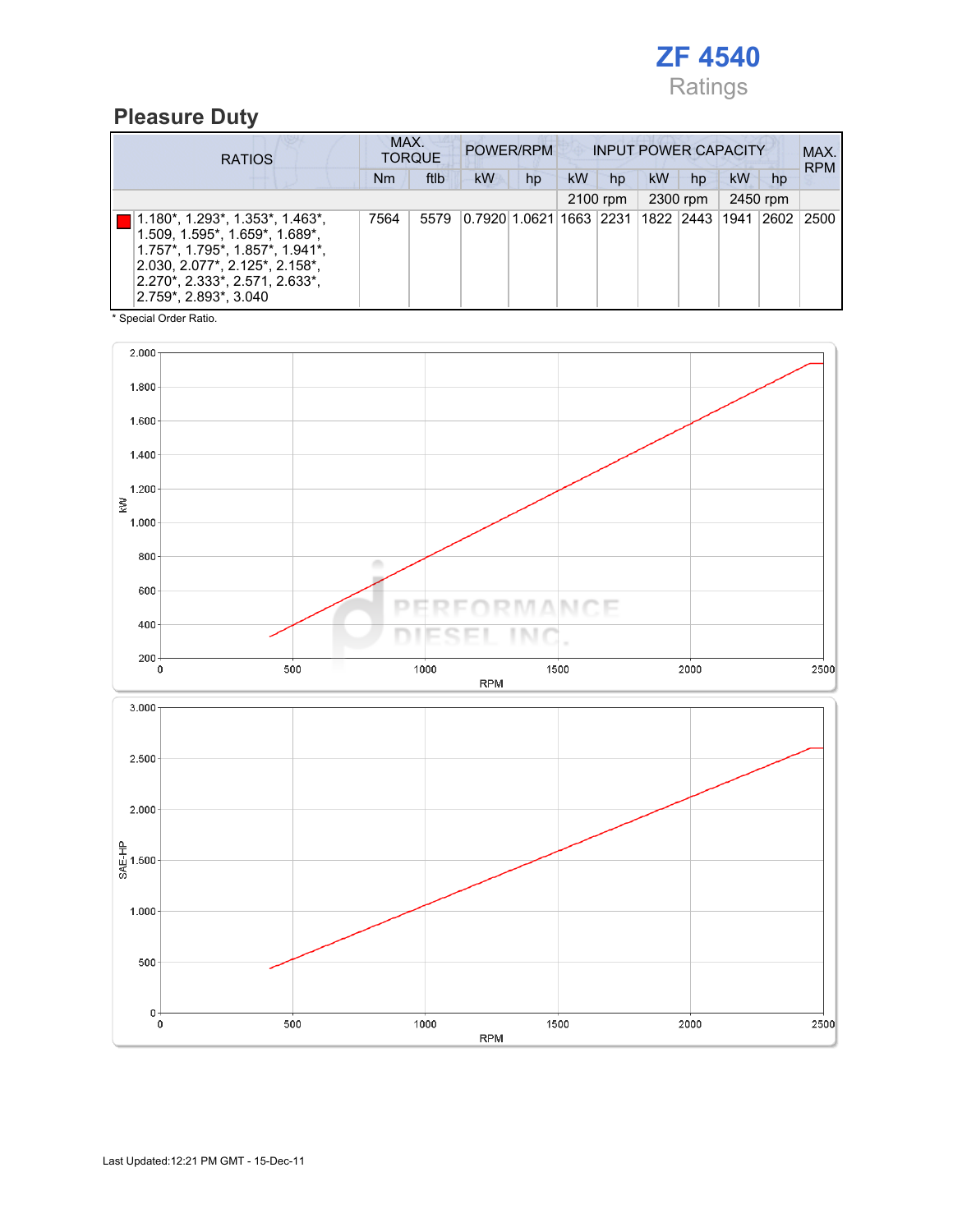# ZF 4540

Ratings

## Pleasure Duty

| RATIOS | MAX. TORQUE | | POWER/RPM | | INPUT POWER CAPACITY | | | | | | MAX. RPM |
|---|---|---|---|---|---|---|---|---|---|---|---|
| | Nm | ftlb | kW | hp | kW | hp | kW | hp | kW | hp | |
| | | | | | 2100 rpm | | 2300 rpm | | 2450 rpm | | |
| 1.180*, 1.293*, 1.353*, 1.463*, 1.509, 1.595*, 1.659*, 1.689*, 1.757*, 1.795*, 1.857*, 1.941*, 2.030, 2.077*, 2.125*, 2.158*, 2.270*, 2.333*, 2.571, 2.633*, 2.759*, 2.893*, 3.040 | 7564 | 5579 | 0.7920 | 1.0621 | 1663 | 2231 | 1822 | 2443 | 1941 | 2602 | 2500 |

\* Special Order Ratio.

Last Updated:12:21 PM GMT - 15-Dec-11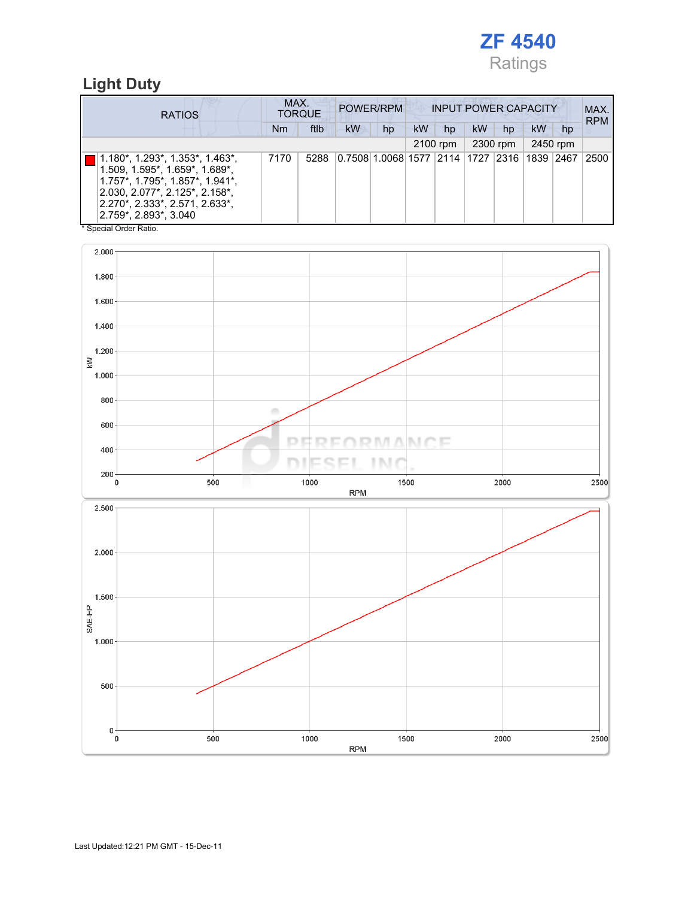# ZF 4540

Ratings

## Light Duty

| RATIOS | MAX. TORQUE | | POWER/RPM | | INPUT POWER CAPACITY | | | | | | MAX. RPM |
|---|---|---|---|---|---|---|---|---|---|---|---|
| | Nm | ftlb | kW | hp | kW | hp | kW | hp | kW | hp | |
| | | | | | 2100 rpm | | 2300 rpm | | 2450 rpm | | |
| 1.180*, 1.293*, 1.353*, 1.463*, 1.509, 1.595*, 1.659*, 1.689*, 1.757*, 1.795*, 1.857*, 1.941*, 2.030, 2.077*, 2.125*, 2.158*, 2.270*, 2.333*, 2.571, 2.633*, 2.759*, 2.893*, 3.040 | 7170 | 5288 | 0.7508 | 1.0068 | 1577 | 2114 | 1727 | 2316 | 1839 | 2467 | 2500 |

\* Special Order Ratio.

Last Updated:12:21 PM GMT - 15-Dec-11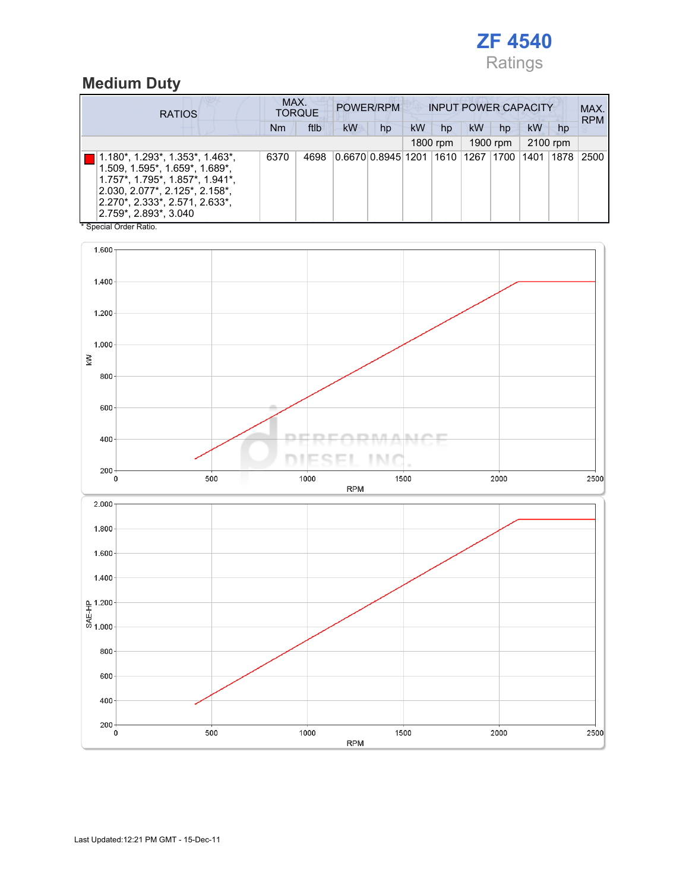# ZF 4540

Ratings

## Medium Duty

| RATIOS | MAX. TORQUE | | POWER/RPM | | INPUT POWER CAPACITY | | | | | | MAX. RPM |
|---|---|---|---|---|---|---|---|---|---|---|---|
| | Nm | ftlb | kW | hp | kW | hp | kW | hp | kW | hp | |
| | | | | | 1800 rpm | | 1900 rpm | | 2100 rpm | | |
| 1.180*, 1.293*, 1.353*, 1.463*, 1.509, 1.595*, 1.659*, 1.689*, 1.757*, 1.795*, 1.857*, 1.941*, 2.030, 2.077*, 2.125*, 2.158*, 2.270*, 2.333*, 2.571, 2.633*, 2.759*, 2.893*, 3.040 | 6370 | 4698 | 0.6670 | 0.8945 | 1201 | 1610 | 1267 | 1700 | 1401 | 1878 | 2500 |

* Special Order Ratio.

Last Updated:12:21 PM GMT - 15-Dec-11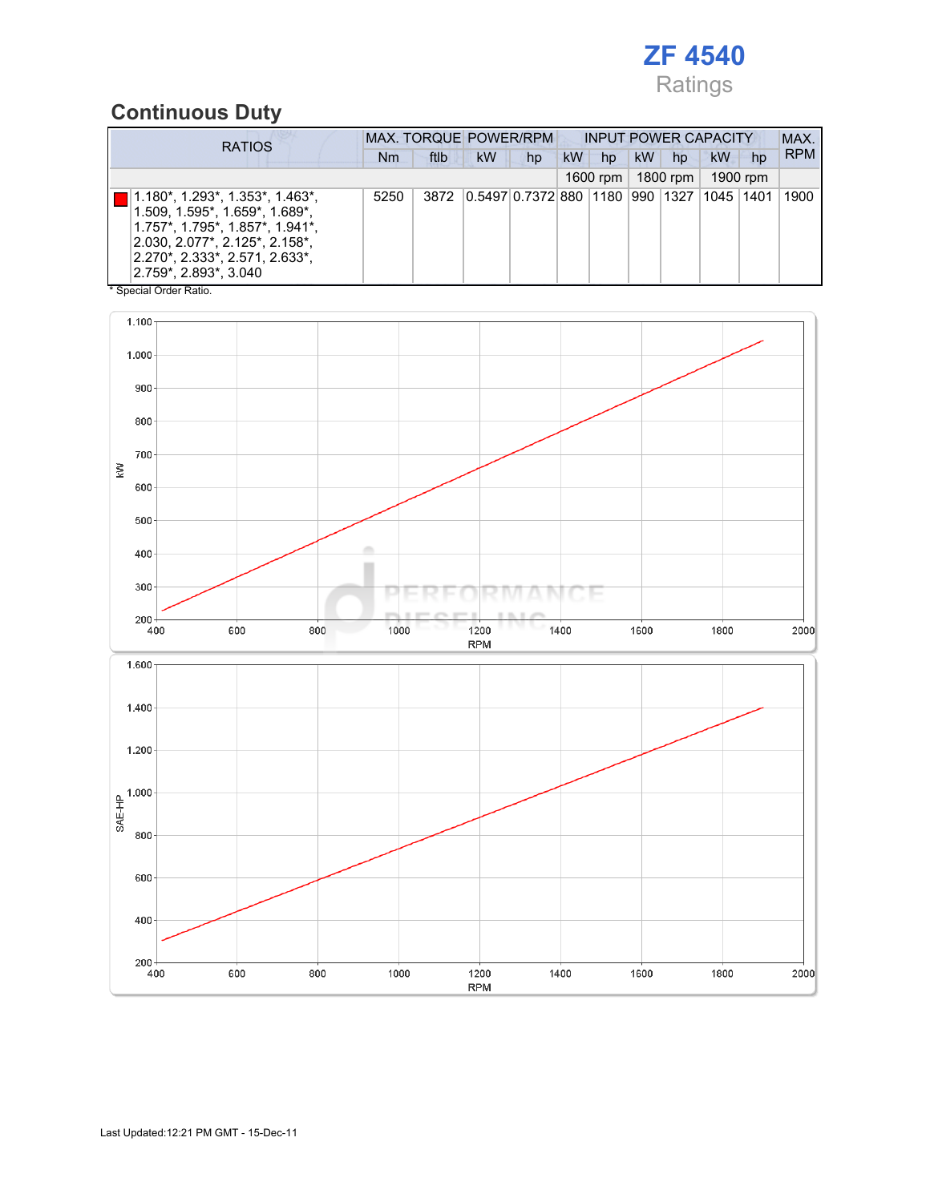# ZF 4540
Ratings

## Continuous Duty

| RATIOS | MAX. TORQUE | | POWER/RPM | | INPUT POWER CAPACITY | | | | | | MAX. RPM |
|---|---|---|---|---|---|---|---|---|---|---|---|
| | Nm | ftlb | kW | hp | kW | hp | kW | hp | kW | hp | |
| | | | | | 1600 rpm | | 1800 rpm | | 1900 rpm | | |
| 1.180*, 1.293*, 1.353*, 1.463*, 1.509, 1.595*, 1.659*, 1.689*, 1.757*, 1.795*, 1.857*, 1.941*, 2.030, 2.077*, 2.125*, 2.158*, 2.270*, 2.333*, 2.571, 2.633*, 2.759*, 2.893*, 3.040 | 5250 | 3872 | 0.5497 | 0.7372 | 880 | 1180 | 990 | 1327 | 1045 | 1401 | 1900 |

* Special Order Ratio.

Last Updated:12:21 PM GMT - 15-Dec-11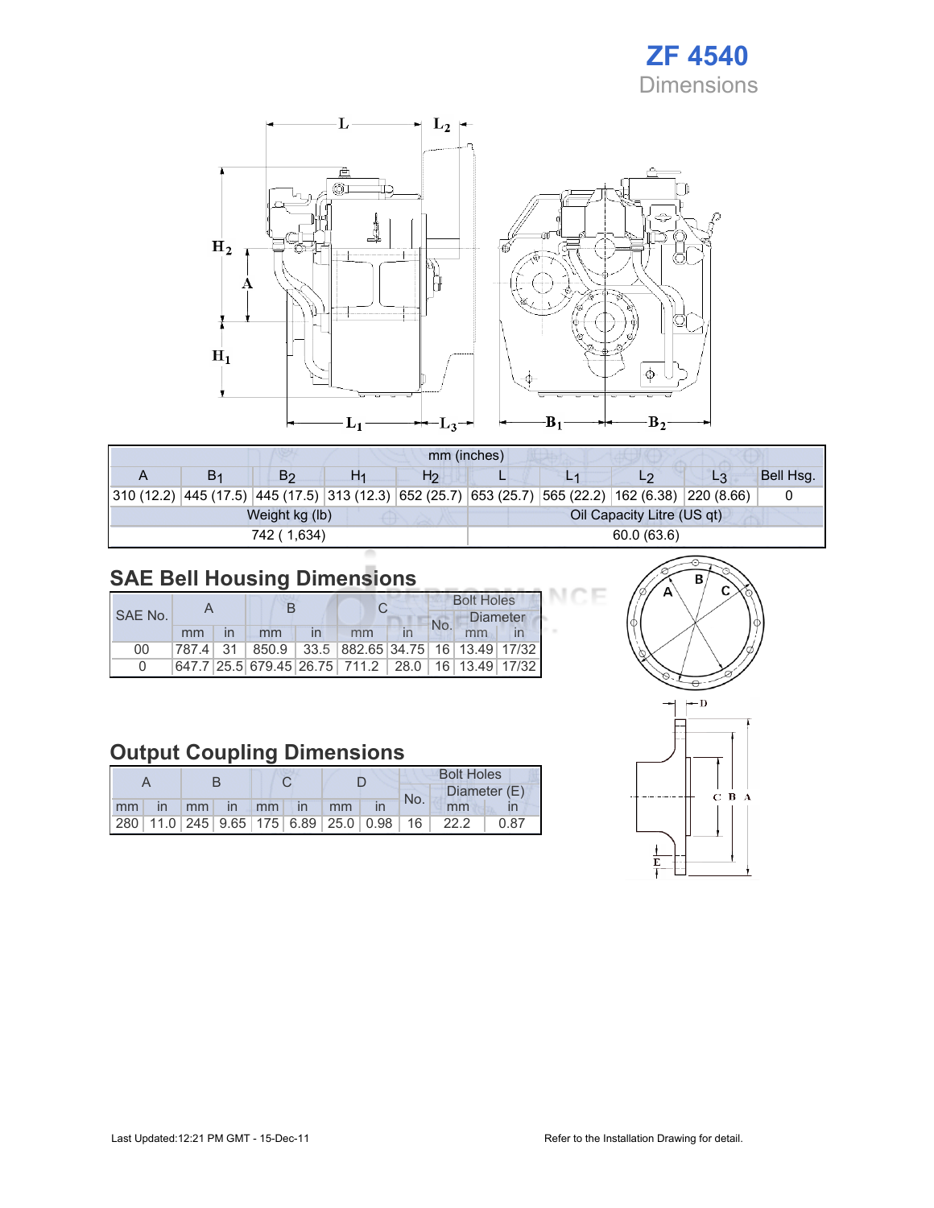# ZF 4540

## Dimensions

| mm (inches) | | | | | | | | | |
|---|---|---|---|---|---|---|---|---|---|
| A | $B_1$ | $B_2$ | $H_1$ | $H_2$ | L | $L_1$ | $L_2$ | $L_3$ | Bell Hsg. |
| 310 (12.2) | 445 (17.5) | 445 (17.5) | 313 (12.3) | 652 (25.7) | 653 (25.7) | 565 (22.2) | 162 (6.38) | 220 (8.66) | 0 |
| Weight kg (lb) | | | | | Oil Capacity Litre (US qt) | | | | |
| 742 ( 1,634) | | | | | 60.0 (63.6) | | | | |

## SAE Bell Housing Dimensions

| SAE No. | A | | B | | C | | Bolt Holes | | |
|---|---|---|---|---|---|---|---|---|---|
| | | | | | | | No. | Diameter | |
| | mm | in | mm | in | mm | in | | mm | in |
| 00 | 787.4 | 31 | 850.9 | 33.5 | 882.65 | 34.75 | 16 | 13.49 | 17/32 |
| 0 | 647.7 | 25.5 | 679.45 | 26.75 | 711.2 | 28.0 | 16 | 13.49 | 17/32 |

## Output Coupling Dimensions

| A | | B | | C | | D | | Bolt Holes | | |
|---|---|---|---|---|---|---|---|---|---|---|
| | | | | | | | | No. | Diameter (E) | |
| mm | in | mm | in | mm | in | mm | in | | mm | in |
| 280 | 11.0 | 245 | 9.65 | 175 | 6.89 | 25.0 | 0.98 | 16 | 22.2 | 0.87 |

Last Updated:12:21 PM GMT - 15-Dec-11

Refer to the Installation Drawing for detail.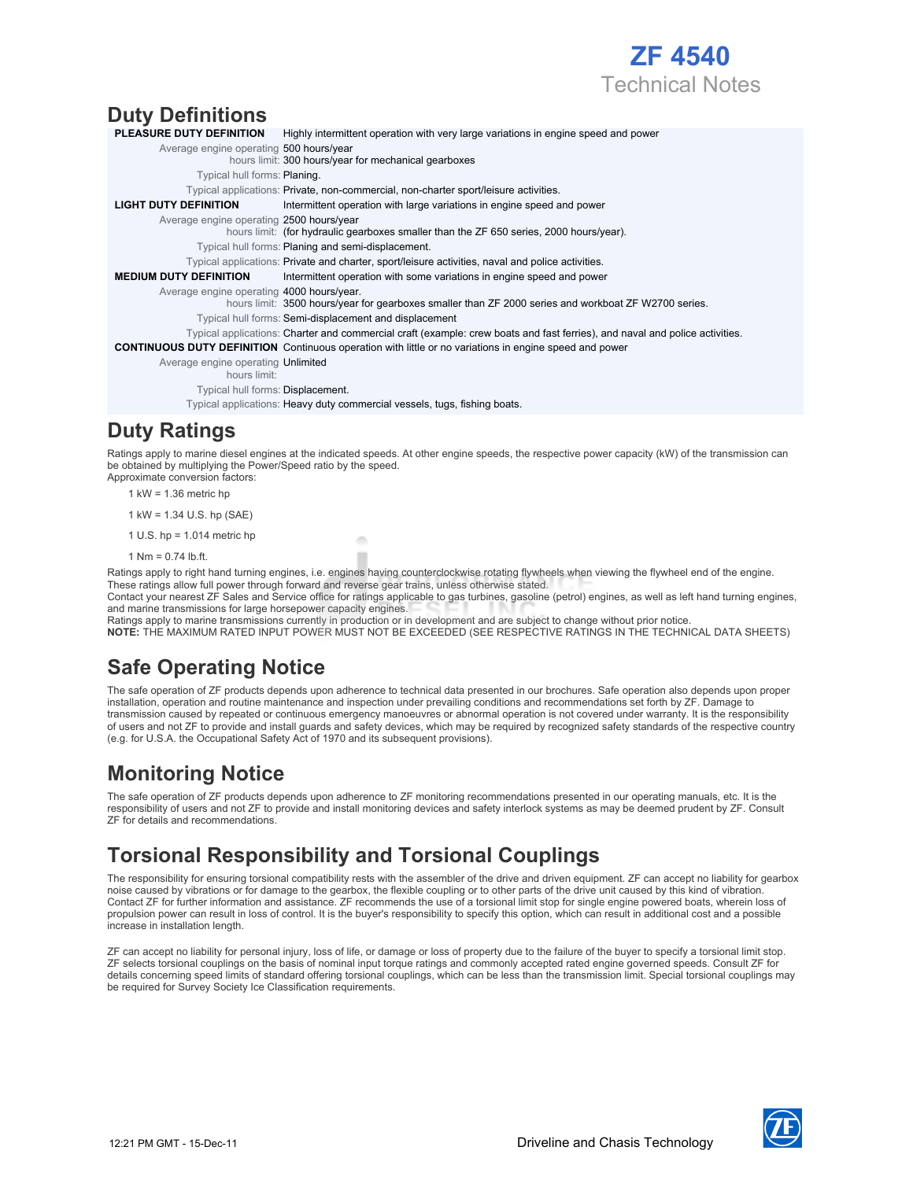# ZF 4540
Technical Notes

## Duty Definitions

| | |
|---|---|
| **PLEASURE DUTY DEFINITION** | Highly intermittent operation with very large variations in engine speed and power |
| Average engine operating hours limit: | 500 hours/year<br>300 hours/year for mechanical gearboxes |
| Typical hull forms: | Planing. |
| Typical applications: | Private, non-commercial, non-charter sport/leisure activities. |
| **LIGHT DUTY DEFINITION** | Intermittent operation with large variations in engine speed and power |
| Average engine operating hours limit: | 2500 hours/year<br>(for hydraulic gearboxes smaller than the ZF 650 series, 2000 hours/year). |
| Typical hull forms: | Planing and semi-displacement. |
| Typical applications: | Private and charter, sport/leisure activities, naval and police activities. |
| **MEDIUM DUTY DEFINITION** | Intermittent operation with some variations in engine speed and power |
| Average engine operating hours limit: | 4000 hours/year.<br>3500 hours/year for gearboxes smaller than ZF 2000 series and workboat ZF W2700 series. |
| Typical hull forms: | Semi-displacement and displacement |
| Typical applications: | Charter and commercial craft (example: crew boats and fast ferries), and naval and police activities. |
| **CONTINUOUS DUTY DEFINITION** | Continuous operation with little or no variations in engine speed and power |
| Average engine operating hours limit: | Unlimited |
| Typical hull forms: | Displacement. |
| Typical applications: | Heavy duty commercial vessels, tugs, fishing boats. |

## Duty Ratings

Ratings apply to marine diesel engines at the indicated speeds. At other engine speeds, the respective power capacity (kW) of the transmission can be obtained by multiplying the Power/Speed ratio by the speed.
Approximate conversion factors:

1 kW = 1.36 metric hp

1 kW = 1.34 U.S. hp (SAE)

1 U.S. hp = 1.014 metric hp

1 Nm = 0.74 lb.ft.

Ratings apply to right hand turning engines, i.e. engines having counterclockwise rotating flywheels when viewing the flywheel end of the engine. These ratings allow full power through forward and reverse gear trains, unless otherwise stated.
Contact your nearest ZF Sales and Service office for ratings applicable to gas turbines, gasoline (petrol) engines, as well as left hand turning engines, and marine transmissions for large horsepower capacity engines.
Ratings apply to marine transmissions currently in production or in development and are subject to change without prior notice.
**NOTE:** THE MAXIMUM RATED INPUT POWER MUST NOT BE EXCEEDED (SEE RESPECTIVE RATINGS IN THE TECHNICAL DATA SHEETS)

## Safe Operating Notice

The safe operation of ZF products depends upon adherence to technical data presented in our brochures. Safe operation also depends upon proper installation, operation and routine maintenance and inspection under prevailing conditions and recommendations set forth by ZF. Damage to transmission caused by repeated or continuous emergency manoeuvres or abnormal operation is not covered under warranty. It is the responsibility of users and not ZF to provide and install guards and safety devices, which may be required by recognized safety standards of the respective country (e.g. for U.S.A. the Occupational Safety Act of 1970 and its subsequent provisions).

## Monitoring Notice

The safe operation of ZF products depends upon adherence to ZF monitoring recommendations presented in our operating manuals, etc. It is the responsibility of users and not ZF to provide and install monitoring devices and safety interlock systems as may be deemed prudent by ZF. Consult ZF for details and recommendations.

## Torsional Responsibility and Torsional Couplings

The responsibility for ensuring torsional compatibility rests with the assembler of the drive and driven equipment. ZF can accept no liability for gearbox noise caused by vibrations or for damage to the gearbox, the flexible coupling or to other parts of the drive unit caused by this kind of vibration. Contact ZF for further information and assistance. ZF recommends the use of a torsional limit stop for single engine powered boats, wherein loss of propulsion power can result in loss of control. It is the buyer's responsibility to specify this option, which can result in additional cost and a possible increase in installation length.

ZF can accept no liability for personal injury, loss of life, or damage or loss of property due to the failure of the buyer to specify a torsional limit stop. ZF selects torsional couplings on the basis of nominal input torque ratings and commonly accepted rated engine governed speeds. Consult ZF for details concerning speed limits of standard offering torsional couplings, which can be less than the transmission limit. Special torsional couplings may be required for Survey Society Ice Classification requirements.